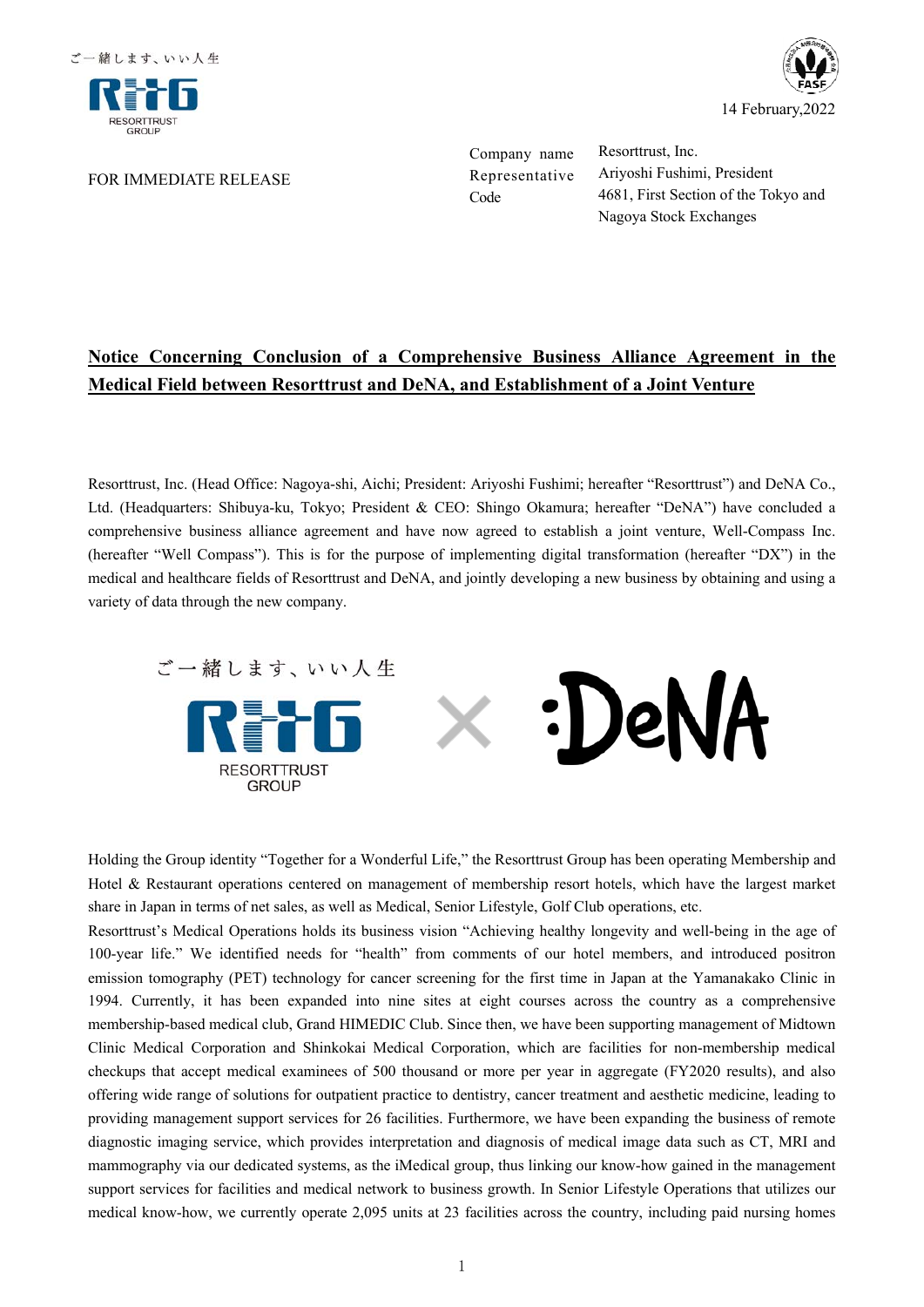ご一緒します、いい人生

RESORTTRUST GROUP

14 February,2022

FOR IMMEDIATE RELEASE

| | |
|---|---|
| Company name | Resorttrust, Inc. |
| Representative | Ariyoshi Fushimi, President |
| Code | 4681, First Section of the Tokyo and Nagoya Stock Exchanges |

# Notice Concerning Conclusion of a Comprehensive Business Alliance Agreement in the Medical Field between Resorttrust and DeNA, and Establishment of a Joint Venture

Resorttrust, Inc. (Head Office: Nagoya-shi, Aichi; President: Ariyoshi Fushimi; hereafter "Resorttrust") and DeNA Co., Ltd. (Headquarters: Shibuya-ku, Tokyo; President & CEO: Shingo Okamura; hereafter "DeNA") have concluded a comprehensive business alliance agreement and have now agreed to establish a joint venture, Well-Compass Inc. (hereafter "Well Compass"). This is for the purpose of implementing digital transformation (hereafter "DX") in the medical and healthcare fields of Resorttrust and DeNA, and jointly developing a new business by obtaining and using a variety of data through the new company.

ご一緒します、いい人生

RESORTTRUST GROUP × DeNA

Holding the Group identity "Together for a Wonderful Life," the Resorttrust Group has been operating Membership and Hotel & Restaurant operations centered on management of membership resort hotels, which have the largest market share in Japan in terms of net sales, as well as Medical, Senior Lifestyle, Golf Club operations, etc.

Resorttrust's Medical Operations holds its business vision "Achieving healthy longevity and well-being in the age of 100-year life." We identified needs for "health" from comments of our hotel members, and introduced positron emission tomography (PET) technology for cancer screening for the first time in Japan at the Yamanakako Clinic in 1994. Currently, it has been expanded into nine sites at eight courses across the country as a comprehensive membership-based medical club, Grand HIMEDIC Club. Since then, we have been supporting management of Midtown Clinic Medical Corporation and Shinkokai Medical Corporation, which are facilities for non-membership medical checkups that accept medical examinees of 500 thousand or more per year in aggregate (FY2020 results), and also offering wide range of solutions for outpatient practice to dentistry, cancer treatment and aesthetic medicine, leading to providing management support services for 26 facilities. Furthermore, we have been expanding the business of remote diagnostic imaging service, which provides interpretation and diagnosis of medical image data such as CT, MRI and mammography via our dedicated systems, as the iMedical group, thus linking our know-how gained in the management support services for facilities and medical network to business growth. In Senior Lifestyle Operations that utilizes our medical know-how, we currently operate 2,095 units at 23 facilities across the country, including paid nursing homes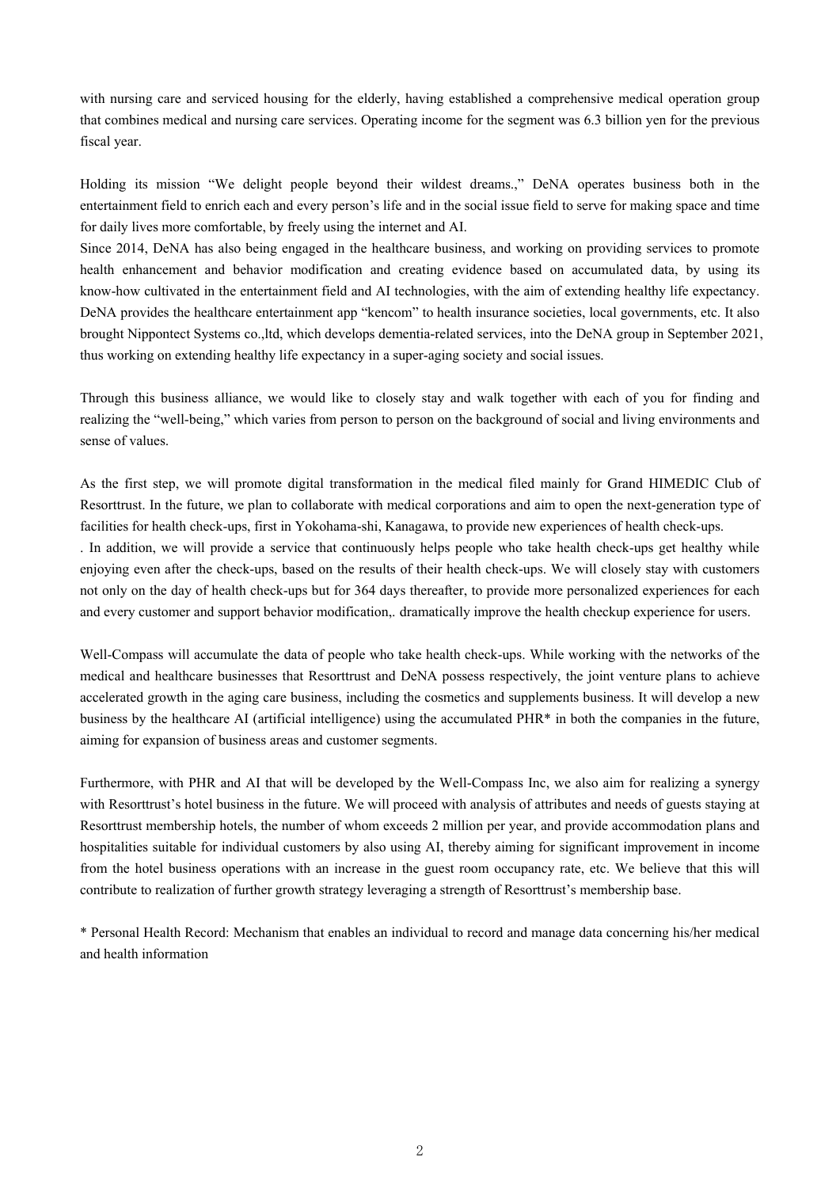with nursing care and serviced housing for the elderly, having established a comprehensive medical operation group that combines medical and nursing care services. Operating income for the segment was 6.3 billion yen for the previous fiscal year.

Holding its mission "We delight people beyond their wildest dreams.," DeNA operates business both in the entertainment field to enrich each and every person's life and in the social issue field to serve for making space and time for daily lives more comfortable, by freely using the internet and AI.
Since 2014, DeNA has also being engaged in the healthcare business, and working on providing services to promote health enhancement and behavior modification and creating evidence based on accumulated data, by using its know-how cultivated in the entertainment field and AI technologies, with the aim of extending healthy life expectancy. DeNA provides the healthcare entertainment app "kencom" to health insurance societies, local governments, etc. It also brought Nippontect Systems co.,ltd, which develops dementia-related services, into the DeNA group in September 2021, thus working on extending healthy life expectancy in a super-aging society and social issues.

Through this business alliance, we would like to closely stay and walk together with each of you for finding and realizing the "well-being," which varies from person to person on the background of social and living environments and sense of values.

As the first step, we will promote digital transformation in the medical filed mainly for Grand HIMEDIC Club of Resorttrust. In the future, we plan to collaborate with medical corporations and aim to open the next-generation type of facilities for health check-ups, first in Yokohama-shi, Kanagawa, to provide new experiences of health check-ups.
. In addition, we will provide a service that continuously helps people who take health check-ups get healthy while enjoying even after the check-ups, based on the results of their health check-ups. We will closely stay with customers not only on the day of health check-ups but for 364 days thereafter, to provide more personalized experiences for each and every customer and support behavior modification,. dramatically improve the health checkup experience for users.

Well-Compass will accumulate the data of people who take health check-ups. While working with the networks of the medical and healthcare businesses that Resorttrust and DeNA possess respectively, the joint venture plans to achieve accelerated growth in the aging care business, including the cosmetics and supplements business. It will develop a new business by the healthcare AI (artificial intelligence) using the accumulated PHR* in both the companies in the future, aiming for expansion of business areas and customer segments.

Furthermore, with PHR and AI that will be developed by the Well-Compass Inc, we also aim for realizing a synergy with Resorttrust's hotel business in the future. We will proceed with analysis of attributes and needs of guests staying at Resorttrust membership hotels, the number of whom exceeds 2 million per year, and provide accommodation plans and hospitalities suitable for individual customers by also using AI, thereby aiming for significant improvement in income from the hotel business operations with an increase in the guest room occupancy rate, etc. We believe that this will contribute to realization of further growth strategy leveraging a strength of Resorttrust's membership base.

* Personal Health Record: Mechanism that enables an individual to record and manage data concerning his/her medical and health information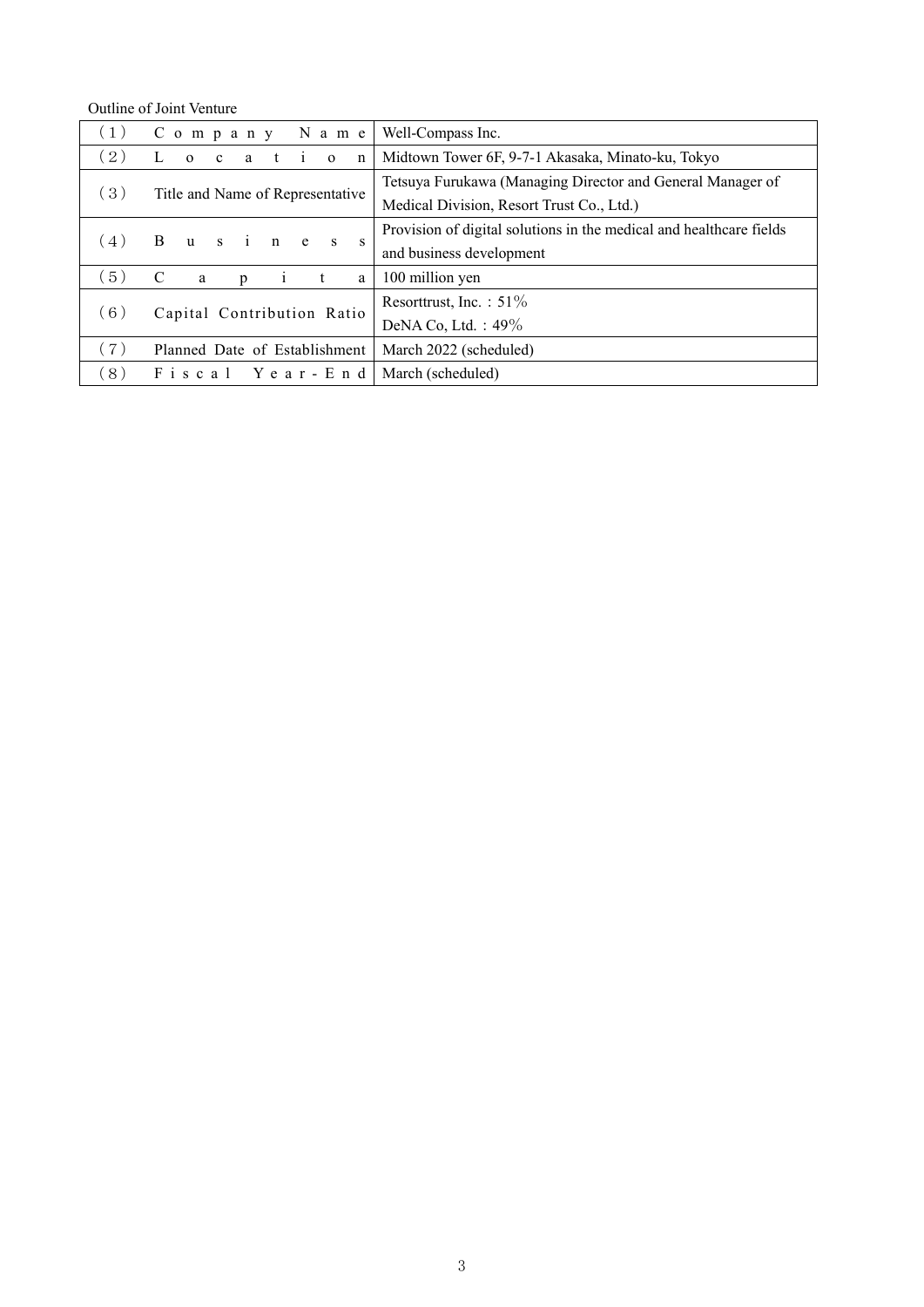Outline of Joint Venture

| | | |
|---|---|---|
| (1) | Company Name | Well-Compass Inc. |
| (2) | Location | Midtown Tower 6F, 9-7-1 Akasaka, Minato-ku, Tokyo |
| (3) | Title and Name of Representative | Tetsuya Furukawa (Managing Director and General Manager of Medical Division, Resort Trust Co., Ltd.) |
| (4) | Business | Provision of digital solutions in the medical and healthcare fields and business development |
| (5) | Capital | 100 million yen |
| (6) | Capital Contribution Ratio | Resorttrust, Inc.：51％<br>DeNA Co, Ltd.：49％ |
| (7) | Planned Date of Establishment | March 2022 (scheduled) |
| (8) | Fiscal Year-End | March (scheduled) |